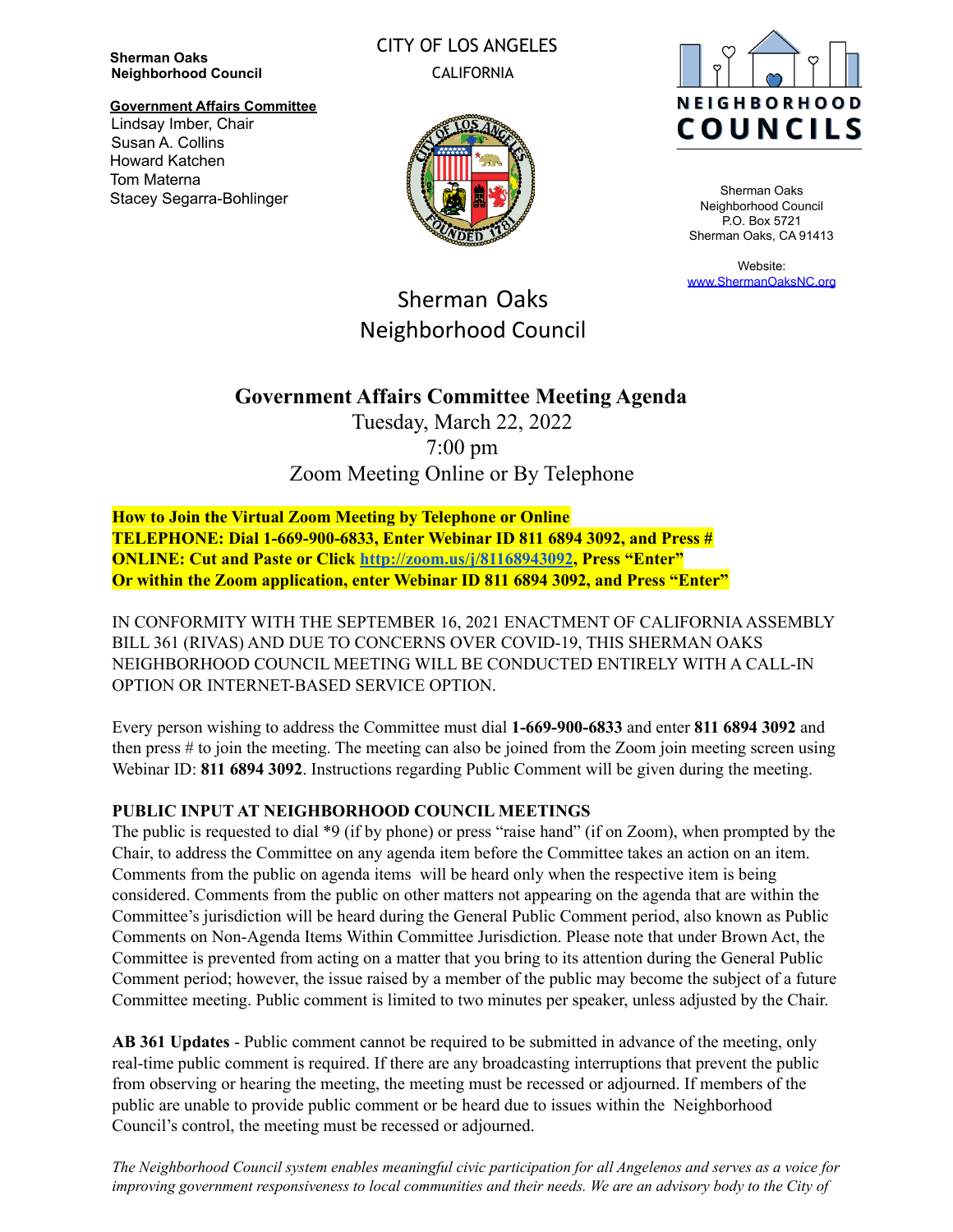**Sherman Oaks Neighborhood Council**

**Government Affairs Committee**
Lindsay Imber, Chair
Susan A. Collins
Howard Katchen
Tom Materna
Stacey Segarra-Bohlinger

CITY OF LOS ANGELES
CALIFORNIA

NEIGHBORHOOD COUNCILS

Sherman Oaks Neighborhood Council
P.O. Box 5721
Sherman Oaks, CA 91413

Website:
www.ShermanOaksNC.org

# Sherman Oaks Neighborhood Council

## Government Affairs Committee Meeting Agenda

Tuesday, March 22, 2022
7:00 pm
Zoom Meeting Online or By Telephone

**How to Join the Virtual Zoom Meeting by Telephone or Online**
**TELEPHONE: Dial 1-669-900-6833, Enter Webinar ID 811 6894 3092, and Press #**
**ONLINE: Cut and Paste or Click [http://zoom.us/j/81168943092](http://zoom.us/j/81168943092), Press "Enter"**
**Or within the Zoom application, enter Webinar ID 811 6894 3092, and Press "Enter"**

IN CONFORMITY WITH THE SEPTEMBER 16, 2021 ENACTMENT OF CALIFORNIA ASSEMBLY BILL 361 (RIVAS) AND DUE TO CONCERNS OVER COVID-19, THIS SHERMAN OAKS NEIGHBORHOOD COUNCIL MEETING WILL BE CONDUCTED ENTIRELY WITH A CALL-IN OPTION OR INTERNET-BASED SERVICE OPTION.

Every person wishing to address the Committee must dial **1-669-900-6833** and enter **811 6894 3092** and then press # to join the meeting. The meeting can also be joined from the Zoom join meeting screen using Webinar ID: **811 6894 3092**. Instructions regarding Public Comment will be given during the meeting.

**PUBLIC INPUT AT NEIGHBORHOOD COUNCIL MEETINGS**
The public is requested to dial *9 (if by phone) or press "raise hand" (if on Zoom), when prompted by the Chair, to address the Committee on any agenda item before the Committee takes an action on an item. Comments from the public on agenda items will be heard only when the respective item is being considered. Comments from the public on other matters not appearing on the agenda that are within the Committee's jurisdiction will be heard during the General Public Comment period, also known as Public Comments on Non-Agenda Items Within Committee Jurisdiction. Please note that under Brown Act, the Committee is prevented from acting on a matter that you bring to its attention during the General Public Comment period; however, the issue raised by a member of the public may become the subject of a future Committee meeting. Public comment is limited to two minutes per speaker, unless adjusted by the Chair.

**AB 361 Updates** - Public comment cannot be required to be submitted in advance of the meeting, only real-time public comment is required. If there are any broadcasting interruptions that prevent the public from observing or hearing the meeting, the meeting must be recessed or adjourned. If members of the public are unable to provide public comment or be heard due to issues within the Neighborhood Council's control, the meeting must be recessed or adjourned.

*The Neighborhood Council system enables meaningful civic participation for all Angelenos and serves as a voice for improving government responsiveness to local communities and their needs. We are an advisory body to the City of*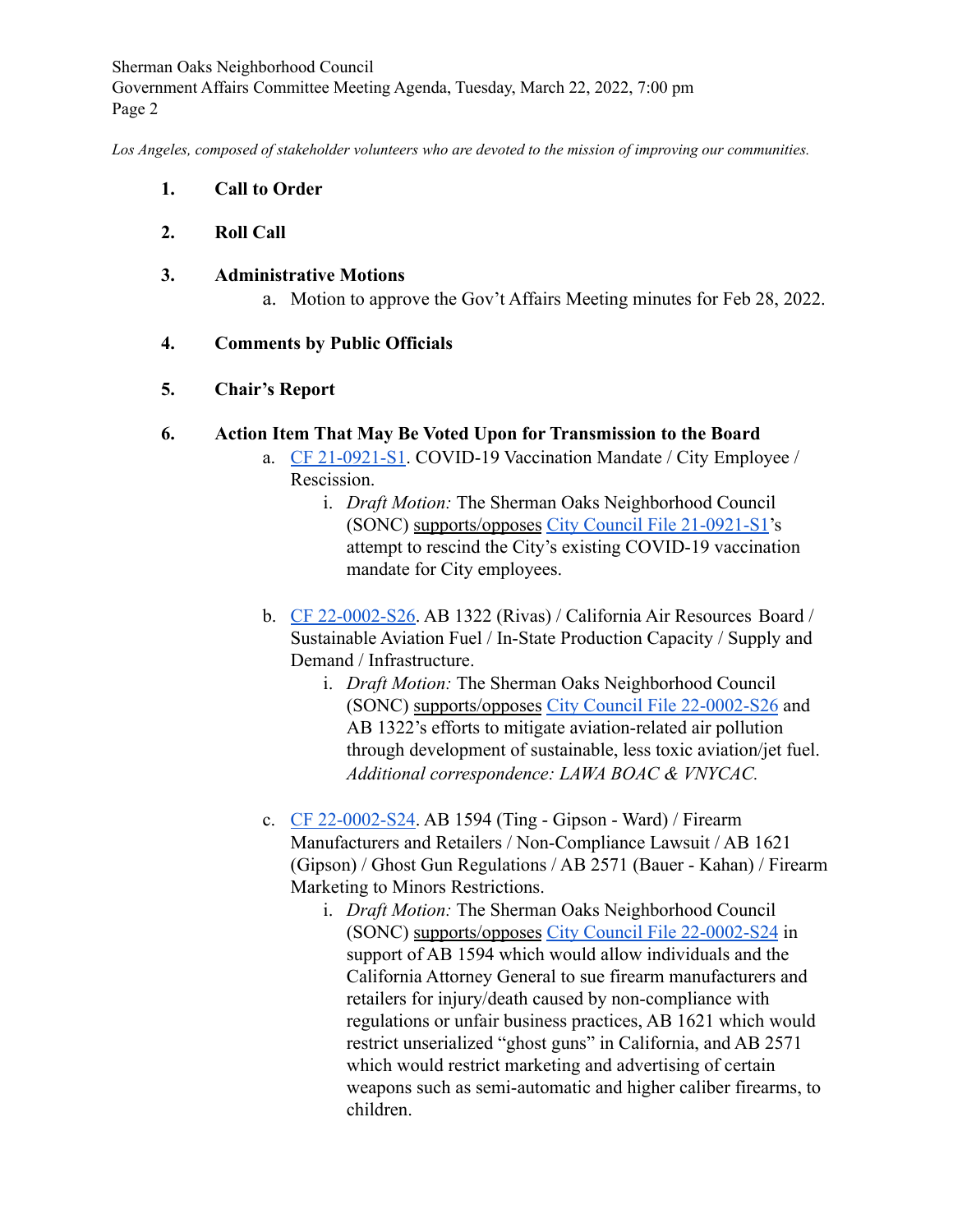*Los Angeles, composed of stakeholder volunteers who are devoted to the mission of improving our communities.*

1. **Call to Order**

2. **Roll Call**

3. **Administrative Motions**
   a. Motion to approve the Gov't Affairs Meeting minutes for Feb 28, 2022.

4. **Comments by Public Officials**

5. **Chair's Report**

6. **Action Item That May Be Voted Upon for Transmission to the Board**
   a. CF 21-0921-S1. COVID-19 Vaccination Mandate / City Employee / Rescission.
      i. *Draft Motion:* The Sherman Oaks Neighborhood Council (SONC) supports/opposes City Council File 21-0921-S1's attempt to rescind the City's existing COVID-19 vaccination mandate for City employees.

   b. CF 22-0002-S26. AB 1322 (Rivas) / California Air Resources Board / Sustainable Aviation Fuel / In-State Production Capacity / Supply and Demand / Infrastructure.
      i. *Draft Motion:* The Sherman Oaks Neighborhood Council (SONC) supports/opposes City Council File 22-0002-S26 and AB 1322's efforts to mitigate aviation-related air pollution through development of sustainable, less toxic aviation/jet fuel. *Additional correspondence: LAWA BOAC & VNYCAC.*

   c. CF 22-0002-S24. AB 1594 (Ting - Gipson - Ward) / Firearm Manufacturers and Retailers / Non-Compliance Lawsuit / AB 1621 (Gipson) / Ghost Gun Regulations / AB 2571 (Bauer - Kahan) / Firearm Marketing to Minors Restrictions.
      i. *Draft Motion:* The Sherman Oaks Neighborhood Council (SONC) supports/opposes City Council File 22-0002-S24 in support of AB 1594 which would allow individuals and the California Attorney General to sue firearm manufacturers and retailers for injury/death caused by non-compliance with regulations or unfair business practices, AB 1621 which would restrict unserialized "ghost guns" in California, and AB 2571 which would restrict marketing and advertising of certain weapons such as semi-automatic and higher caliber firearms, to children.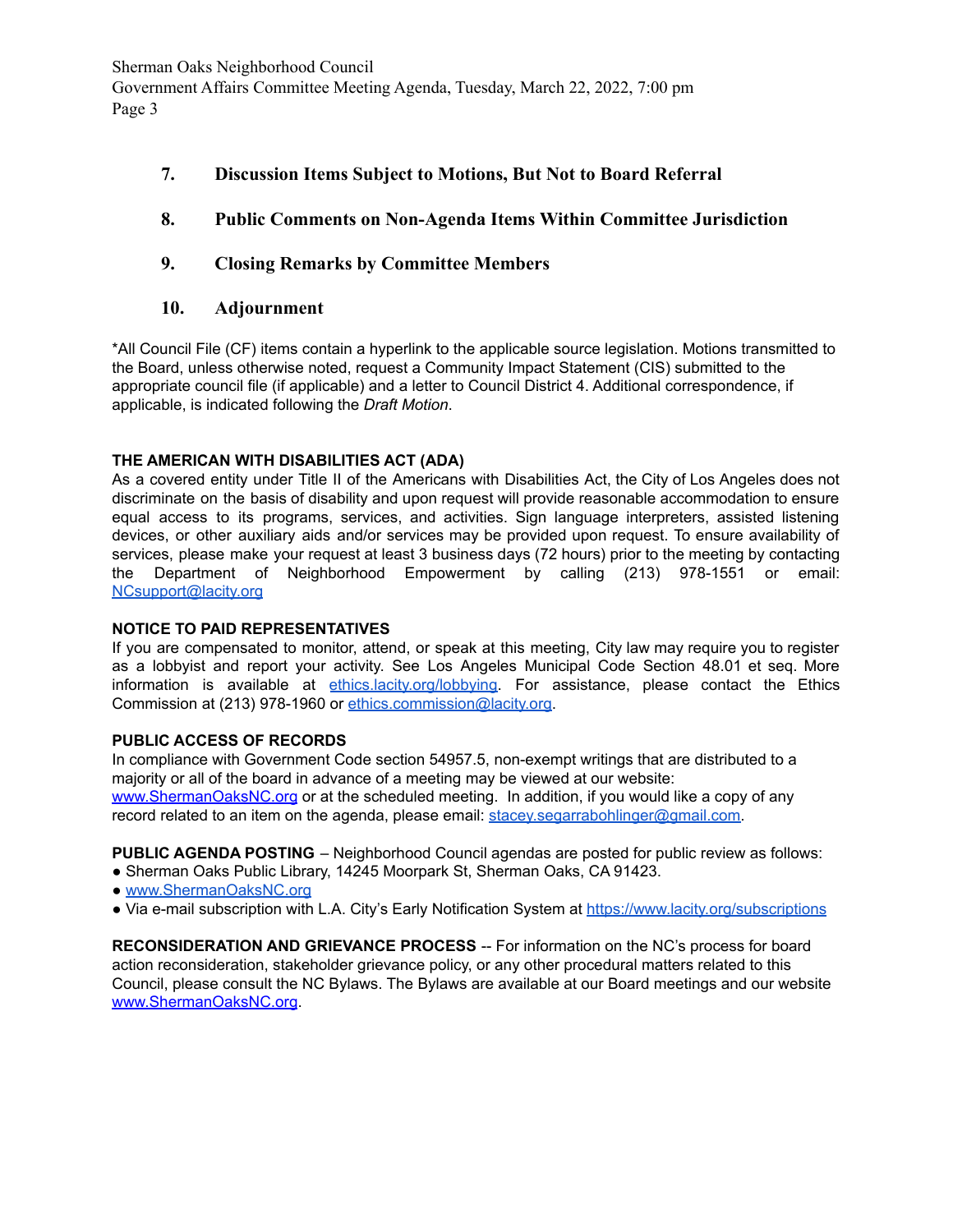7. **Discussion Items Subject to Motions, But Not to Board Referral**

8. **Public Comments on Non-Agenda Items Within Committee Jurisdiction**

9. **Closing Remarks by Committee Members**

10. **Adjournment**

*All Council File (CF) items contain a hyperlink to the applicable source legislation. Motions transmitted to the Board, unless otherwise noted, request a Community Impact Statement (CIS) submitted to the appropriate council file (if applicable) and a letter to Council District 4. Additional correspondence, if applicable, is indicated following the *Draft Motion*.

**THE AMERICAN WITH DISABILITIES ACT (ADA)**
As a covered entity under Title II of the Americans with Disabilities Act, the City of Los Angeles does not discriminate on the basis of disability and upon request will provide reasonable accommodation to ensure equal access to its programs, services, and activities. Sign language interpreters, assisted listening devices, or other auxiliary aids and/or services may be provided upon request. To ensure availability of services, please make your request at least 3 business days (72 hours) prior to the meeting by contacting the Department of Neighborhood Empowerment by calling (213) 978-1551 or email: [NCsupport@lacity.org](mailto:NCsupport@lacity.org)

**NOTICE TO PAID REPRESENTATIVES**
If you are compensated to monitor, attend, or speak at this meeting, City law may require you to register as a lobbyist and report your activity. See Los Angeles Municipal Code Section 48.01 et seq. More information is available at [ethics.lacity.org/lobbying](https://ethics.lacity.org/lobbying). For assistance, please contact the Ethics Commission at (213) 978-1960 or [ethics.commission@lacity.org](mailto:ethics.commission@lacity.org).

**PUBLIC ACCESS OF RECORDS**
In compliance with Government Code section 54957.5, non-exempt writings that are distributed to a majority or all of the board in advance of a meeting may be viewed at our website: [www.ShermanOaksNC.org](http://www.ShermanOaksNC.org) or at the scheduled meeting. In addition, if you would like a copy of any record related to an item on the agenda, please email: [stacey.segarrabohlinger@gmail.com](mailto:stacey.segarrabohlinger@gmail.com).

**PUBLIC AGENDA POSTING** – Neighborhood Council agendas are posted for public review as follows:
- Sherman Oaks Public Library, 14245 Moorpark St, Sherman Oaks, CA 91423.
- [www.ShermanOaksNC.org](http://www.ShermanOaksNC.org)
- Via e-mail subscription with L.A. City's Early Notification System at [https://www.lacity.org/subscriptions](https://www.lacity.org/subscriptions)

**RECONSIDERATION AND GRIEVANCE PROCESS** -- For information on the NC's process for board action reconsideration, stakeholder grievance policy, or any other procedural matters related to this Council, please consult the NC Bylaws. The Bylaws are available at our Board meetings and our website [www.ShermanOaksNC.org](http://www.ShermanOaksNC.org).